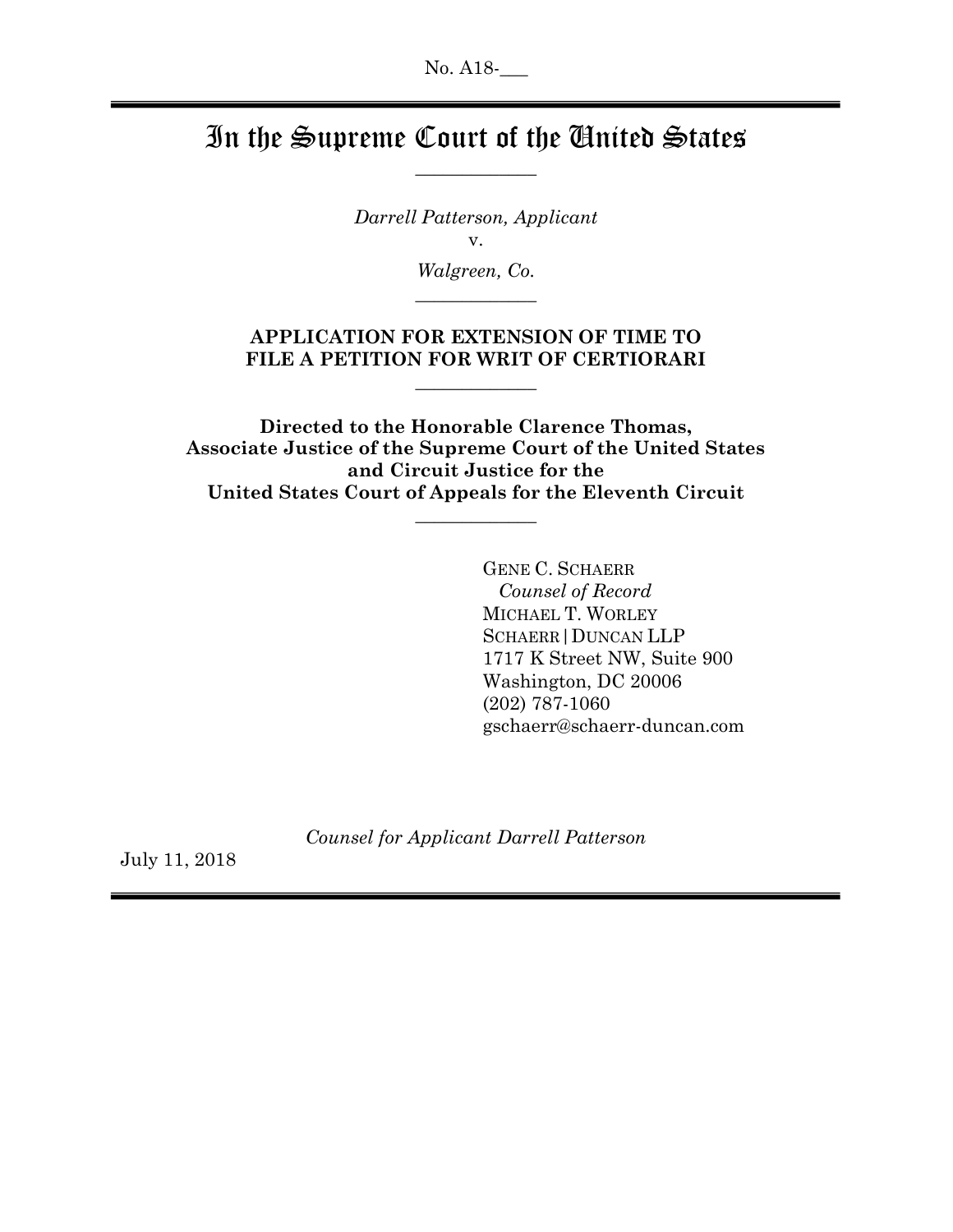No. A18-\_\_\_

# In the Supreme Court of the United States

---

*Darrell Patterson, Applicant*

v.

*Walgreen, Co.*

---

**APPLICATION FOR EXTENSION OF TIME TO FILE A PETITION FOR WRIT OF CERTIORARI**

---

**Directed to the Honorable Clarence Thomas, Associate Justice of the Supreme Court of the United States and Circuit Justice for the United States Court of Appeals for the Eleventh Circuit**

---

GENE C. SCHAERR
*Counsel of Record*
MICHAEL T. WORLEY
SCHAERR | DUNCAN LLP
1717 K Street NW, Suite 900
Washington, DC 20006
(202) 787-1060
gschaerr@schaerr-duncan.com

*Counsel for Applicant Darrell Patterson*

July 11, 2018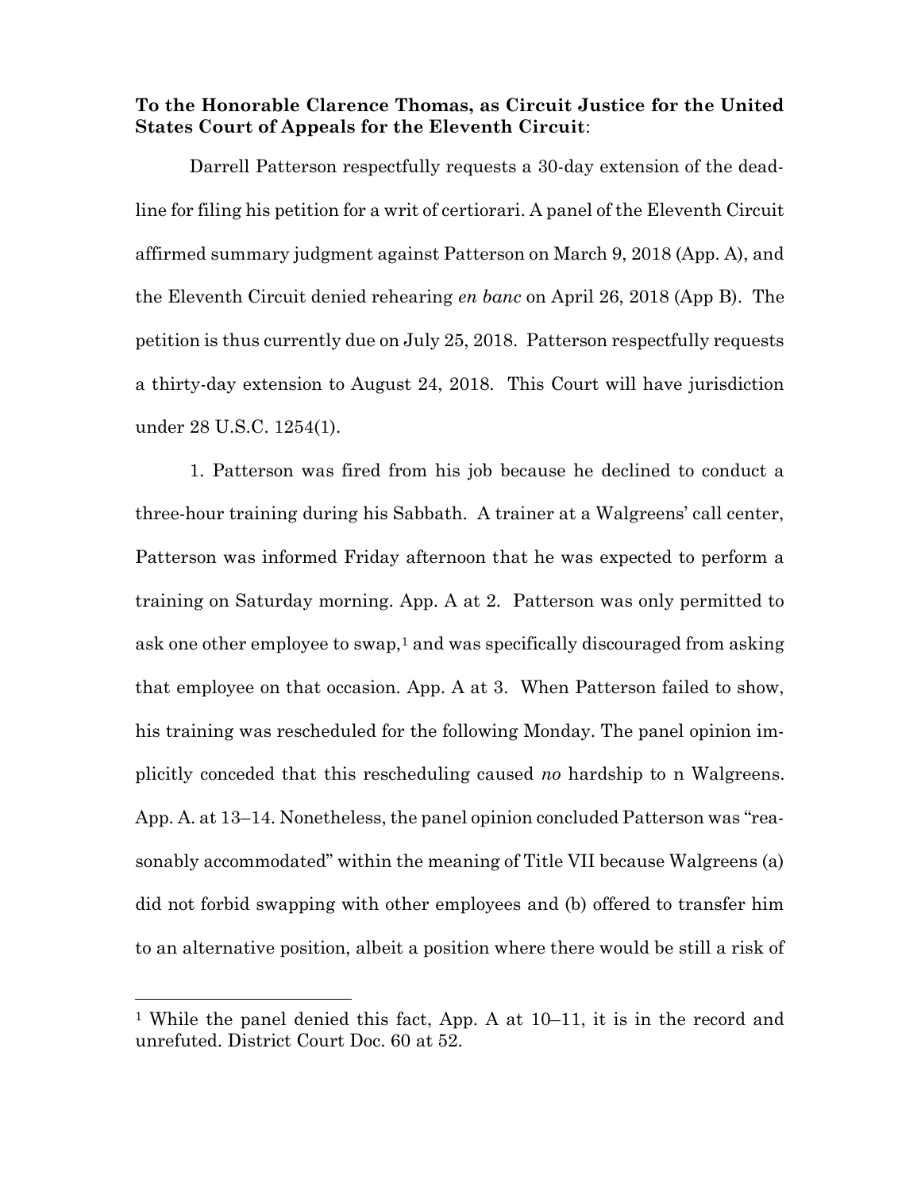**To the Honorable Clarence Thomas, as Circuit Justice for the United States Court of Appeals for the Eleventh Circuit**:

Darrell Patterson respectfully requests a 30-day extension of the deadline for filing his petition for a writ of certiorari. A panel of the Eleventh Circuit affirmed summary judgment against Patterson on March 9, 2018 (App. A), and the Eleventh Circuit denied rehearing *en banc* on April 26, 2018 (App B). The petition is thus currently due on July 25, 2018. Patterson respectfully requests a thirty-day extension to August 24, 2018. This Court will have jurisdiction under 28 U.S.C. 1254(1).

1. Patterson was fired from his job because he declined to conduct a three-hour training during his Sabbath. A trainer at a Walgreens' call center, Patterson was informed Friday afternoon that he was expected to perform a training on Saturday morning. App. A at 2. Patterson was only permitted to ask one other employee to swap,[1] and was specifically discouraged from asking that employee on that occasion. App. A at 3. When Patterson failed to show, his training was rescheduled for the following Monday. The panel opinion implicitly conceded that this rescheduling caused *no* hardship to n Walgreens. App. A. at 13–14. Nonetheless, the panel opinion concluded Patterson was "reasonably accommodated" within the meaning of Title VII because Walgreens (a) did not forbid swapping with other employees and (b) offered to transfer him to an alternative position, albeit a position where there would be still a risk of

[1] While the panel denied this fact, App. A at 10–11, it is in the record and unrefuted. District Court Doc. 60 at 52.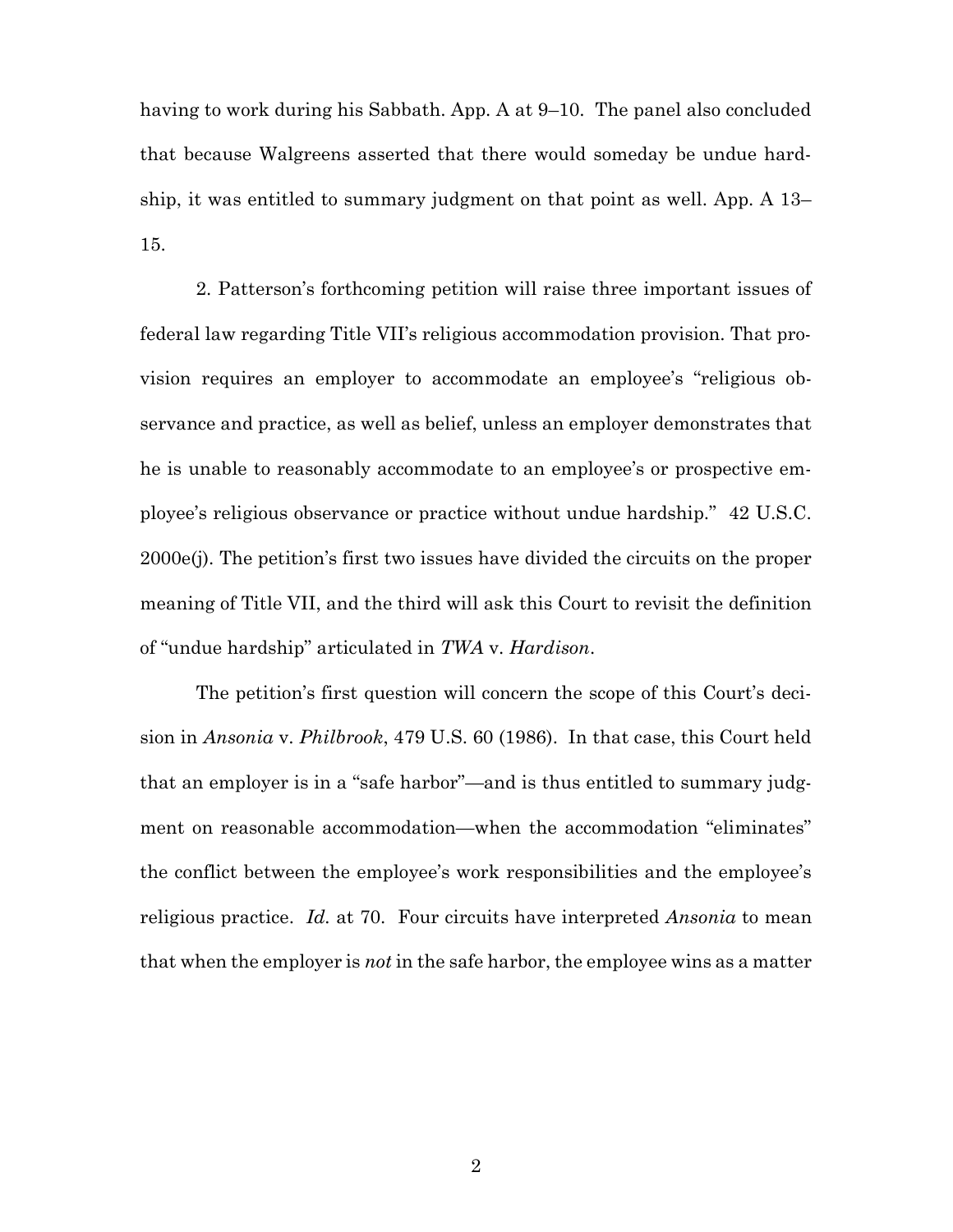having to work during his Sabbath. App. A at 9–10. The panel also concluded that because Walgreens asserted that there would someday be undue hardship, it was entitled to summary judgment on that point as well. App. A 13–15.

2. Patterson's forthcoming petition will raise three important issues of federal law regarding Title VII's religious accommodation provision. That provision requires an employer to accommodate an employee's "religious observance and practice, as well as belief, unless an employer demonstrates that he is unable to reasonably accommodate to an employee's or prospective employee's religious observance or practice without undue hardship." 42 U.S.C. 2000e(j). The petition's first two issues have divided the circuits on the proper meaning of Title VII, and the third will ask this Court to revisit the definition of "undue hardship" articulated in *TWA* v. *Hardison*.

The petition's first question will concern the scope of this Court's decision in *Ansonia* v. *Philbrook*, 479 U.S. 60 (1986). In that case, this Court held that an employer is in a "safe harbor"—and is thus entitled to summary judgment on reasonable accommodation—when the accommodation "eliminates" the conflict between the employee's work responsibilities and the employee's religious practice. *Id.* at 70. Four circuits have interpreted *Ansonia* to mean that when the employer is *not* in the safe harbor, the employee wins as a matter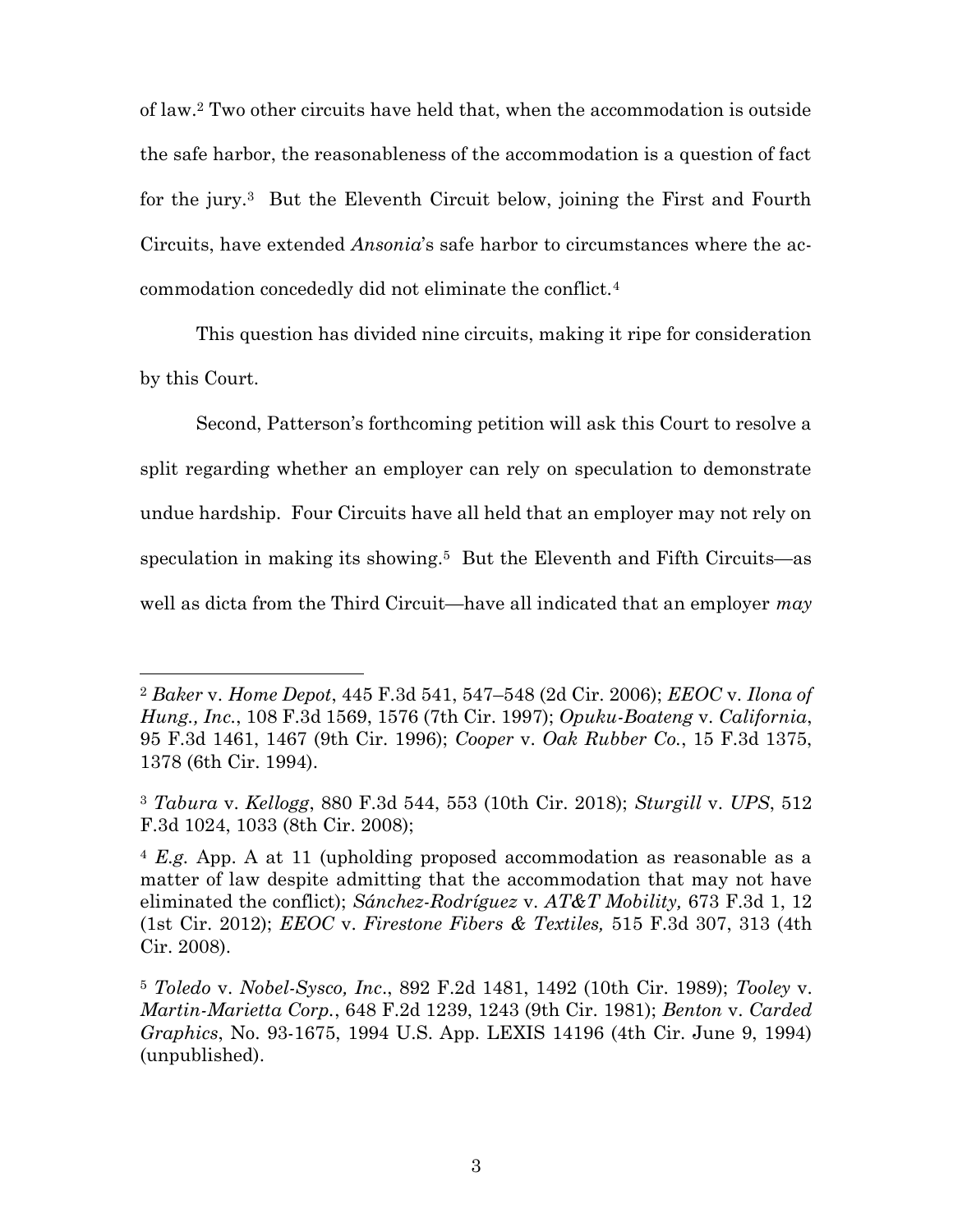of law.[2] Two other circuits have held that, when the accommodation is outside the safe harbor, the reasonableness of the accommodation is a question of fact for the jury.[3] But the Eleventh Circuit below, joining the First and Fourth Circuits, have extended *Ansonia*'s safe harbor to circumstances where the accommodation concededly did not eliminate the conflict.[4]

This question has divided nine circuits, making it ripe for consideration by this Court.

Second, Patterson's forthcoming petition will ask this Court to resolve a split regarding whether an employer can rely on speculation to demonstrate undue hardship. Four Circuits have all held that an employer may not rely on speculation in making its showing.[5] But the Eleventh and Fifth Circuits—as well as dicta from the Third Circuit—have all indicated that an employer *may*

---

[2] *Baker* v. *Home Depot*, 445 F.3d 541, 547–548 (2d Cir. 2006); *EEOC* v. *Ilona of Hung., Inc.*, 108 F.3d 1569, 1576 (7th Cir. 1997); *Opuku-Boateng* v. *California*, 95 F.3d 1461, 1467 (9th Cir. 1996); *Cooper* v. *Oak Rubber Co.*, 15 F.3d 1375, 1378 (6th Cir. 1994).

[3] *Tabura* v. *Kellogg*, 880 F.3d 544, 553 (10th Cir. 2018); *Sturgill* v. *UPS*, 512 F.3d 1024, 1033 (8th Cir. 2008);

[4] *E.g.* App. A at 11 (upholding proposed accommodation as reasonable as a matter of law despite admitting that the accommodation that may not have eliminated the conflict); *Sánchez-Rodríguez* v. *AT&T Mobility,* 673 F.3d 1, 12 (1st Cir. 2012); *EEOC* v. *Firestone Fibers & Textiles,* 515 F.3d 307, 313 (4th Cir. 2008).

[5] *Toledo* v. *Nobel-Sysco, Inc*., 892 F.2d 1481, 1492 (10th Cir. 1989); *Tooley* v. *Martin-Marietta Corp.*, 648 F.2d 1239, 1243 (9th Cir. 1981); *Benton* v. *Carded Graphics*, No. 93-1675, 1994 U.S. App. LEXIS 14196 (4th Cir. June 9, 1994) (unpublished).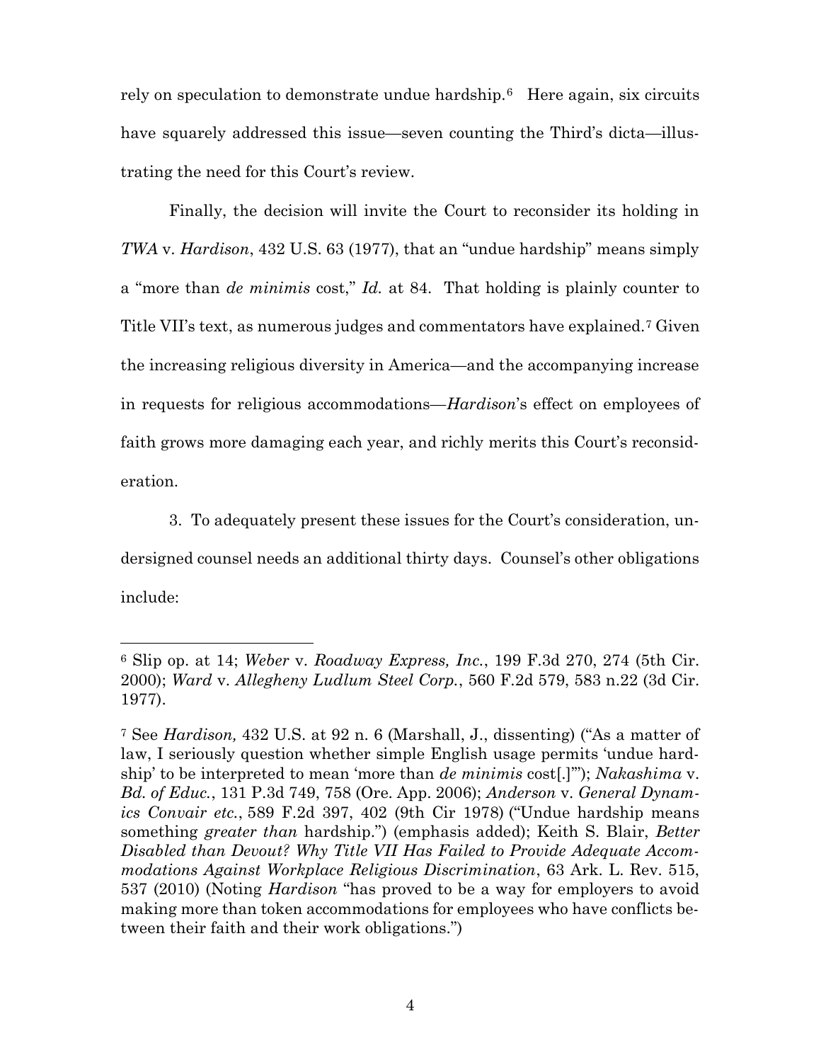rely on speculation to demonstrate undue hardship.[6] Here again, six circuits have squarely addressed this issue—seven counting the Third's dicta—illustrating the need for this Court's review.

Finally, the decision will invite the Court to reconsider its holding in *TWA* v. *Hardison*, 432 U.S. 63 (1977), that an "undue hardship" means simply a "more than *de minimis* cost," *Id.* at 84. That holding is plainly counter to Title VII's text, as numerous judges and commentators have explained.[7] Given the increasing religious diversity in America—and the accompanying increase in requests for religious accommodations—*Hardison*'s effect on employees of faith grows more damaging each year, and richly merits this Court's reconsideration.

3. To adequately present these issues for the Court's consideration, undersigned counsel needs an additional thirty days. Counsel's other obligations include:

---

[6] Slip op. at 14; *Weber* v. *Roadway Express, Inc.*, 199 F.3d 270, 274 (5th Cir. 2000); *Ward* v. *Allegheny Ludlum Steel Corp.*, 560 F.2d 579, 583 n.22 (3d Cir. 1977).

[7] See *Hardison,* 432 U.S. at 92 n. 6 (Marshall, J., dissenting) ("As a matter of law, I seriously question whether simple English usage permits 'undue hardship' to be interpreted to mean 'more than *de minimis* cost[.]'"); *Nakashima* v. *Bd. of Educ.*, 131 P.3d 749, 758 (Ore. App. 2006); *Anderson* v. *General Dynamics Convair etc.*, 589 F.2d 397, 402 (9th Cir 1978) ("Undue hardship means something *greater than* hardship.") (emphasis added); Keith S. Blair, *Better Disabled than Devout? Why Title VII Has Failed to Provide Adequate Accommodations Against Workplace Religious Discrimination*, 63 Ark. L. Rev. 515, 537 (2010) (Noting *Hardison* "has proved to be a way for employers to avoid making more than token accommodations for employees who have conflicts between their faith and their work obligations.")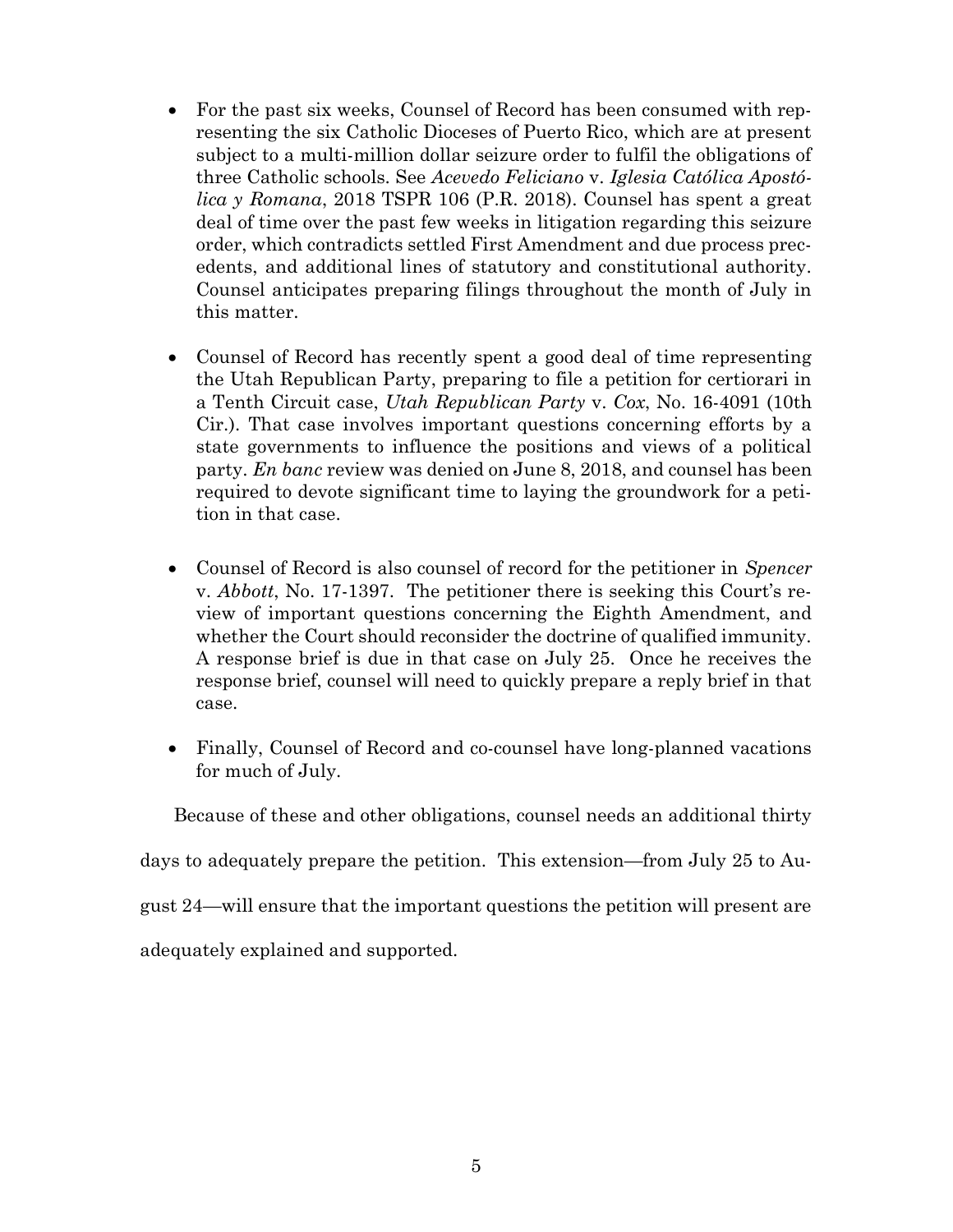- For the past six weeks, Counsel of Record has been consumed with representing the six Catholic Dioceses of Puerto Rico, which are at present subject to a multi-million dollar seizure order to fulfil the obligations of three Catholic schools. See *Acevedo Feliciano* v. *Iglesia Católica Apostólica y Romana*, 2018 TSPR 106 (P.R. 2018). Counsel has spent a great deal of time over the past few weeks in litigation regarding this seizure order, which contradicts settled First Amendment and due process precedents, and additional lines of statutory and constitutional authority. Counsel anticipates preparing filings throughout the month of July in this matter.

- Counsel of Record has recently spent a good deal of time representing the Utah Republican Party, preparing to file a petition for certiorari in a Tenth Circuit case, *Utah Republican Party* v. *Cox*, No. 16-4091 (10th Cir.). That case involves important questions concerning efforts by a state governments to influence the positions and views of a political party. *En banc* review was denied on June 8, 2018, and counsel has been required to devote significant time to laying the groundwork for a petition in that case.

- Counsel of Record is also counsel of record for the petitioner in *Spencer* v. *Abbott*, No. 17-1397. The petitioner there is seeking this Court's review of important questions concerning the Eighth Amendment, and whether the Court should reconsider the doctrine of qualified immunity. A response brief is due in that case on July 25. Once he receives the response brief, counsel will need to quickly prepare a reply brief in that case.

- Finally, Counsel of Record and co-counsel have long-planned vacations for much of July.

Because of these and other obligations, counsel needs an additional thirty days to adequately prepare the petition. This extension—from July 25 to August 24—will ensure that the important questions the petition will present are adequately explained and supported.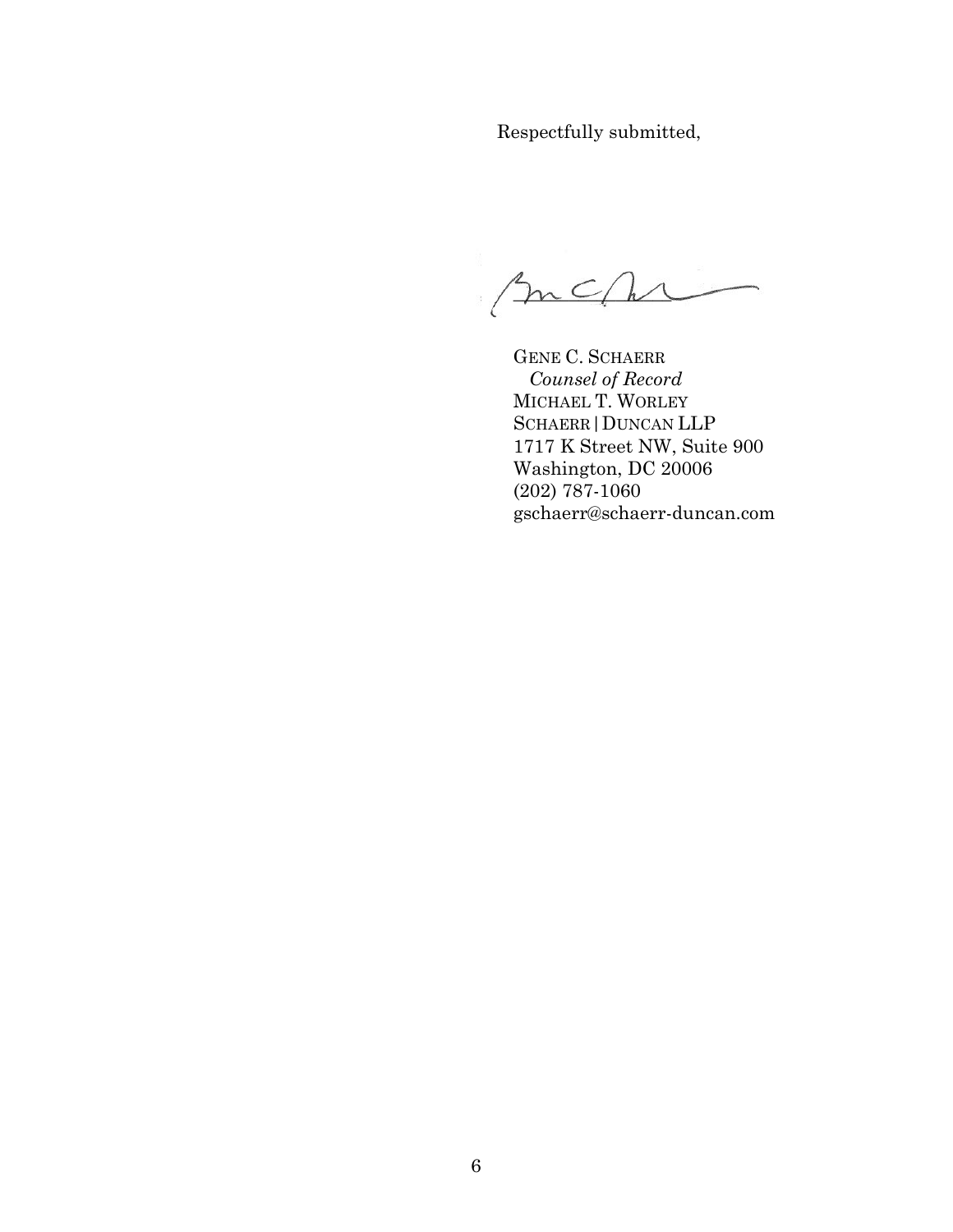Respectfully submitted,

GENE C. SCHAERR
*Counsel of Record*
MICHAEL T. WORLEY
SCHAERR | DUNCAN LLP
1717 K Street NW, Suite 900
Washington, DC 20006
(202) 787-1060
gschaerr@schaerr-duncan.com